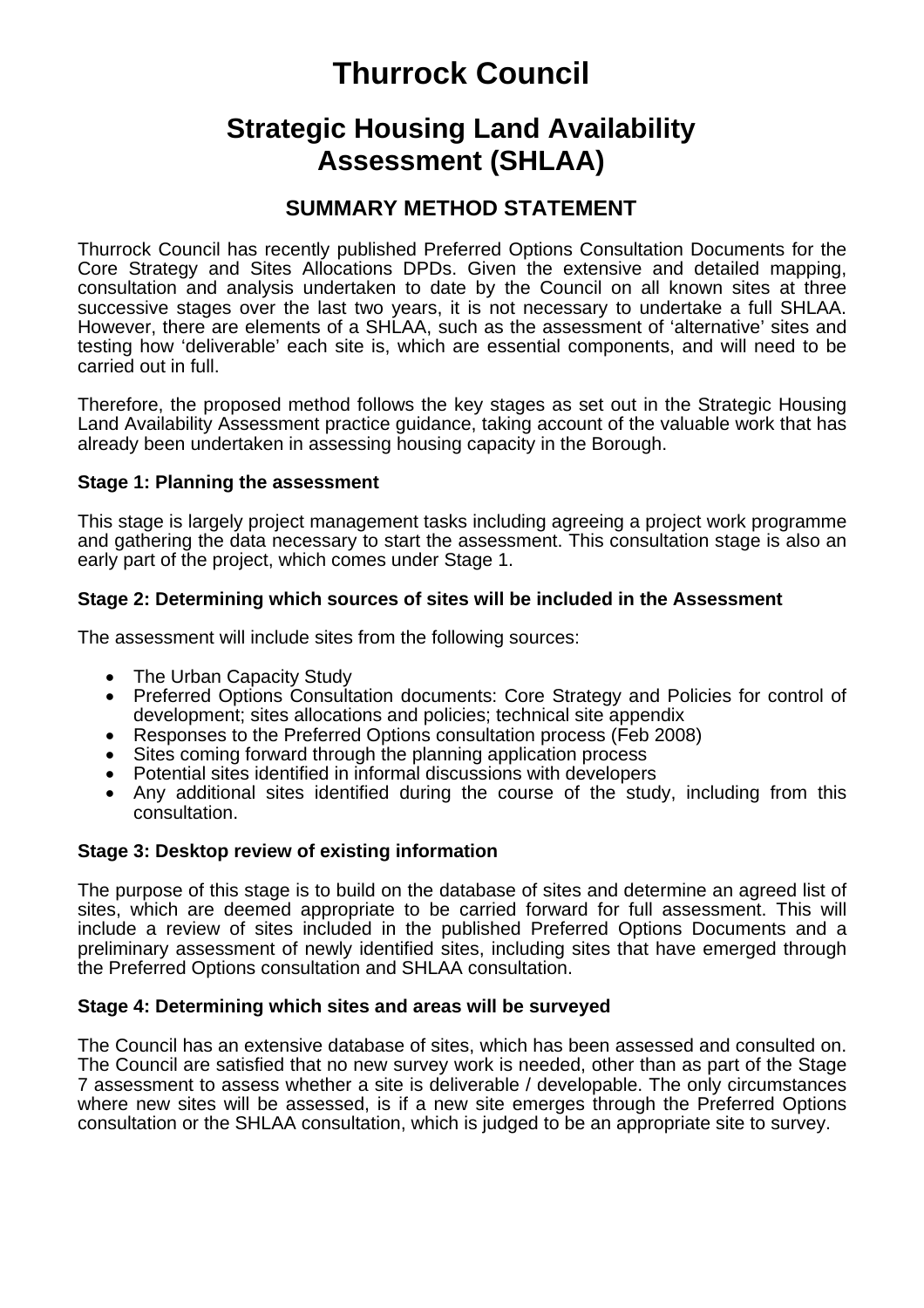# Thurrock Council

## Strategic Housing Land Availability Assessment (SHLAA)

### SUMMARY METHOD STATEMENT

Thurrock Council has recently published Preferred Options Consultation Documents for the Core Strategy and Sites Allocations DPDs. Given the extensive and detailed mapping, consultation and analysis undertaken to date by the Council on all known sites at three successive stages over the last two years, it is not necessary to undertake a full SHLAA. However, there are elements of a SHLAA, such as the assessment of 'alternative' sites and testing how 'deliverable' each site is, which are essential components, and will need to be carried out in full.

Therefore, the proposed method follows the key stages as set out in the Strategic Housing Land Availability Assessment practice guidance, taking account of the valuable work that has already been undertaken in assessing housing capacity in the Borough.

**Stage 1: Planning the assessment**

This stage is largely project management tasks including agreeing a project work programme and gathering the data necessary to start the assessment. This consultation stage is also an early part of the project, which comes under Stage 1.

**Stage 2: Determining which sources of sites will be included in the Assessment**

The assessment will include sites from the following sources:

- The Urban Capacity Study
- Preferred Options Consultation documents: Core Strategy and Policies for control of development; sites allocations and policies; technical site appendix
- Responses to the Preferred Options consultation process (Feb 2008)
- Sites coming forward through the planning application process
- Potential sites identified in informal discussions with developers
- Any additional sites identified during the course of the study, including from this consultation.

**Stage 3: Desktop review of existing information**

The purpose of this stage is to build on the database of sites and determine an agreed list of sites, which are deemed appropriate to be carried forward for full assessment. This will include a review of sites included in the published Preferred Options Documents and a preliminary assessment of newly identified sites, including sites that have emerged through the Preferred Options consultation and SHLAA consultation.

**Stage 4: Determining which sites and areas will be surveyed**

The Council has an extensive database of sites, which has been assessed and consulted on. The Council are satisfied that no new survey work is needed, other than as part of the Stage 7 assessment to assess whether a site is deliverable / developable. The only circumstances where new sites will be assessed, is if a new site emerges through the Preferred Options consultation or the SHLAA consultation, which is judged to be an appropriate site to survey.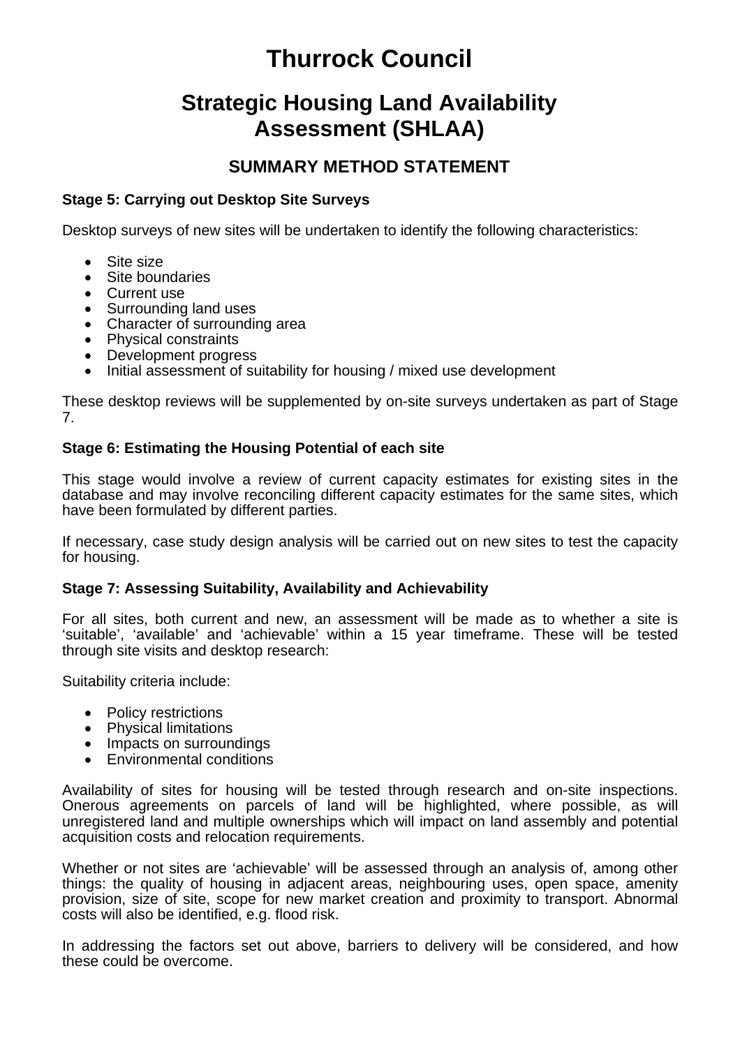# Thurrock Council

## Strategic Housing Land Availability Assessment (SHLAA)

### SUMMARY METHOD STATEMENT

**Stage 5: Carrying out Desktop Site Surveys**

Desktop surveys of new sites will be undertaken to identify the following characteristics:

- Site size
- Site boundaries
- Current use
- Surrounding land uses
- Character of surrounding area
- Physical constraints
- Development progress
- Initial assessment of suitability for housing / mixed use development

These desktop reviews will be supplemented by on-site surveys undertaken as part of Stage 7.

**Stage 6: Estimating the Housing Potential of each site**

This stage would involve a review of current capacity estimates for existing sites in the database and may involve reconciling different capacity estimates for the same sites, which have been formulated by different parties.

If necessary, case study design analysis will be carried out on new sites to test the capacity for housing.

**Stage 7: Assessing Suitability, Availability and Achievability**

For all sites, both current and new, an assessment will be made as to whether a site is 'suitable', 'available' and 'achievable' within a 15 year timeframe. These will be tested through site visits and desktop research:

Suitability criteria include:

- Policy restrictions
- Physical limitations
- Impacts on surroundings
- Environmental conditions

Availability of sites for housing will be tested through research and on-site inspections. Onerous agreements on parcels of land will be highlighted, where possible, as will unregistered land and multiple ownerships which will impact on land assembly and potential acquisition costs and relocation requirements.

Whether or not sites are 'achievable' will be assessed through an analysis of, among other things: the quality of housing in adjacent areas, neighbouring uses, open space, amenity provision, size of site, scope for new market creation and proximity to transport. Abnormal costs will also be identified, e.g. flood risk.

In addressing the factors set out above, barriers to delivery will be considered, and how these could be overcome.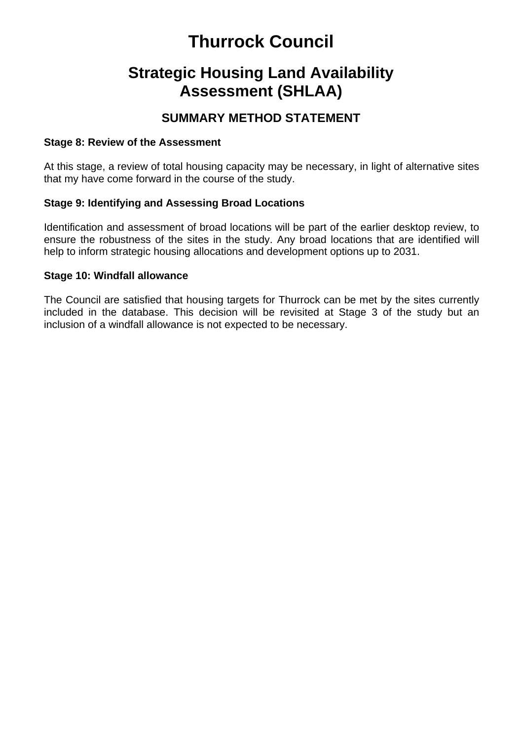# Thurrock Council

## Strategic Housing Land Availability Assessment (SHLAA)

### SUMMARY METHOD STATEMENT

**Stage 8: Review of the Assessment**

At this stage, a review of total housing capacity may be necessary, in light of alternative sites that my have come forward in the course of the study.

**Stage 9: Identifying and Assessing Broad Locations**

Identification and assessment of broad locations will be part of the earlier desktop review, to ensure the robustness of the sites in the study. Any broad locations that are identified will help to inform strategic housing allocations and development options up to 2031.

**Stage 10: Windfall allowance**

The Council are satisfied that housing targets for Thurrock can be met by the sites currently included in the database. This decision will be revisited at Stage 3 of the study but an inclusion of a windfall allowance is not expected to be necessary.